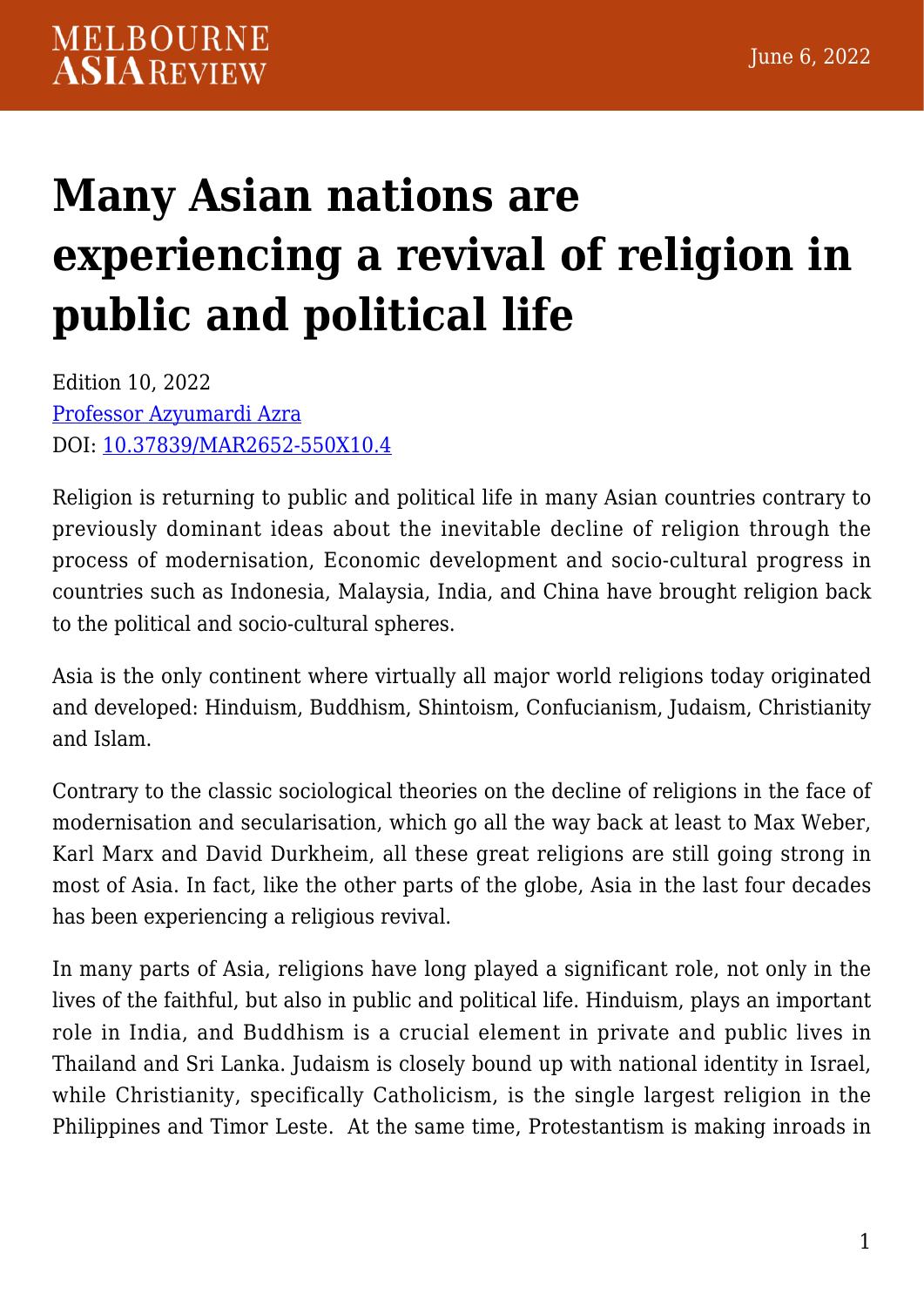# Many Asian nations are experiencing a revival of religion in public and political life

Edition 10, 2022
[Professor Azyumardi Azra](Professor Azyumardi Azra)
DOI: [10.37839/MAR2652-550X10.4](10.37839/MAR2652-550X10.4)

Religion is returning to public and political life in many Asian countries contrary to previously dominant ideas about the inevitable decline of religion through the process of modernisation, Economic development and socio-cultural progress in countries such as Indonesia, Malaysia, India, and China have brought religion back to the political and socio-cultural spheres.

Asia is the only continent where virtually all major world religions today originated and developed: Hinduism, Buddhism, Shintoism, Confucianism, Judaism, Christianity and Islam.

Contrary to the classic sociological theories on the decline of religions in the face of modernisation and secularisation, which go all the way back at least to Max Weber, Karl Marx and David Durkheim, all these great religions are still going strong in most of Asia. In fact, like the other parts of the globe, Asia in the last four decades has been experiencing a religious revival.

In many parts of Asia, religions have long played a significant role, not only in the lives of the faithful, but also in public and political life. Hinduism, plays an important role in India, and Buddhism is a crucial element in private and public lives in Thailand and Sri Lanka. Judaism is closely bound up with national identity in Israel, while Christianity, specifically Catholicism, is the single largest religion in the Philippines and Timor Leste.  At the same time, Protestantism is making inroads in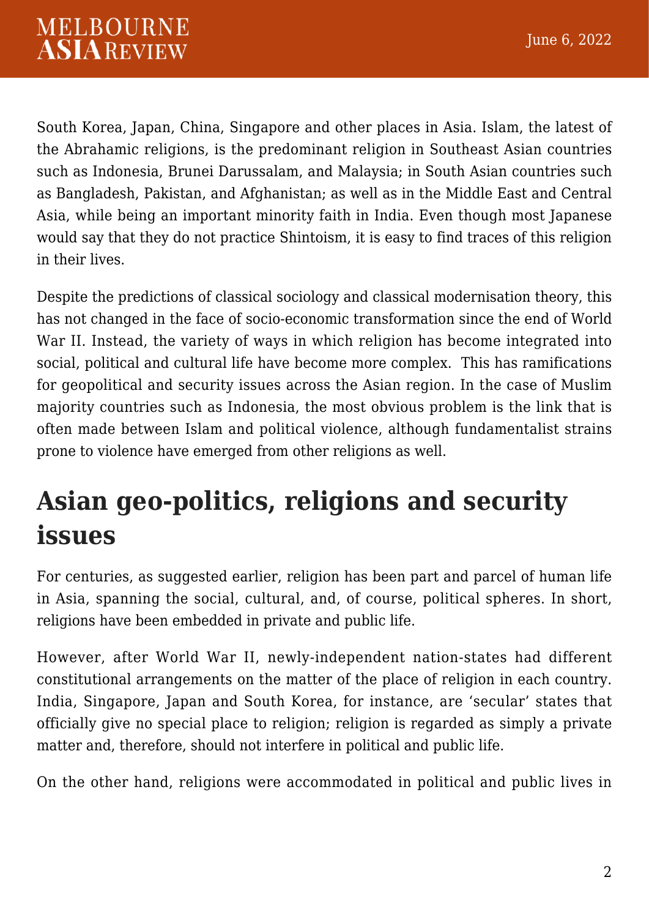South Korea, Japan, China, Singapore and other places in Asia. Islam, the latest of the Abrahamic religions, is the predominant religion in Southeast Asian countries such as Indonesia, Brunei Darussalam, and Malaysia; in South Asian countries such as Bangladesh, Pakistan, and Afghanistan; as well as in the Middle East and Central Asia, while being an important minority faith in India. Even though most Japanese would say that they do not practice Shintoism, it is easy to find traces of this religion in their lives.

Despite the predictions of classical sociology and classical modernisation theory, this has not changed in the face of socio-economic transformation since the end of World War II. Instead, the variety of ways in which religion has become integrated into social, political and cultural life have become more complex. This has ramifications for geopolitical and security issues across the Asian region. In the case of Muslim majority countries such as Indonesia, the most obvious problem is the link that is often made between Islam and political violence, although fundamentalist strains prone to violence have emerged from other religions as well.

## Asian geo-politics, religions and security issues

For centuries, as suggested earlier, religion has been part and parcel of human life in Asia, spanning the social, cultural, and, of course, political spheres. In short, religions have been embedded in private and public life.

However, after World War II, newly-independent nation-states had different constitutional arrangements on the matter of the place of religion in each country. India, Singapore, Japan and South Korea, for instance, are 'secular' states that officially give no special place to religion; religion is regarded as simply a private matter and, therefore, should not interfere in political and public life.

On the other hand, religions were accommodated in political and public lives in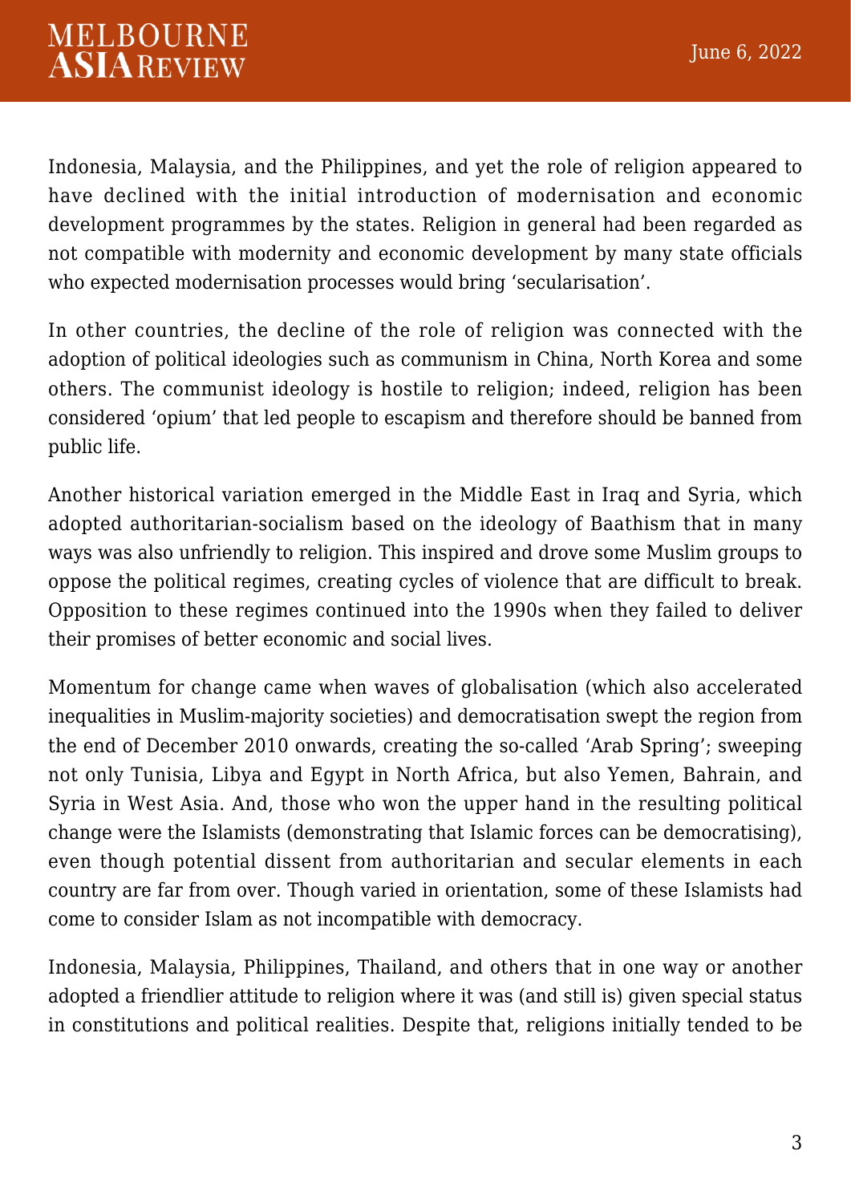Indonesia, Malaysia, and the Philippines, and yet the role of religion appeared to have declined with the initial introduction of modernisation and economic development programmes by the states. Religion in general had been regarded as not compatible with modernity and economic development by many state officials who expected modernisation processes would bring 'secularisation'.

In other countries, the decline of the role of religion was connected with the adoption of political ideologies such as communism in China, North Korea and some others. The communist ideology is hostile to religion; indeed, religion has been considered 'opium' that led people to escapism and therefore should be banned from public life.

Another historical variation emerged in the Middle East in Iraq and Syria, which adopted authoritarian-socialism based on the ideology of Baathism that in many ways was also unfriendly to religion. This inspired and drove some Muslim groups to oppose the political regimes, creating cycles of violence that are difficult to break. Opposition to these regimes continued into the 1990s when they failed to deliver their promises of better economic and social lives.

Momentum for change came when waves of globalisation (which also accelerated inequalities in Muslim-majority societies) and democratisation swept the region from the end of December 2010 onwards, creating the so-called 'Arab Spring'; sweeping not only Tunisia, Libya and Egypt in North Africa, but also Yemen, Bahrain, and Syria in West Asia. And, those who won the upper hand in the resulting political change were the Islamists (demonstrating that Islamic forces can be democratising), even though potential dissent from authoritarian and secular elements in each country are far from over. Though varied in orientation, some of these Islamists had come to consider Islam as not incompatible with democracy.

Indonesia, Malaysia, Philippines, Thailand, and others that in one way or another adopted a friendlier attitude to religion where it was (and still is) given special status in constitutions and political realities. Despite that, religions initially tended to be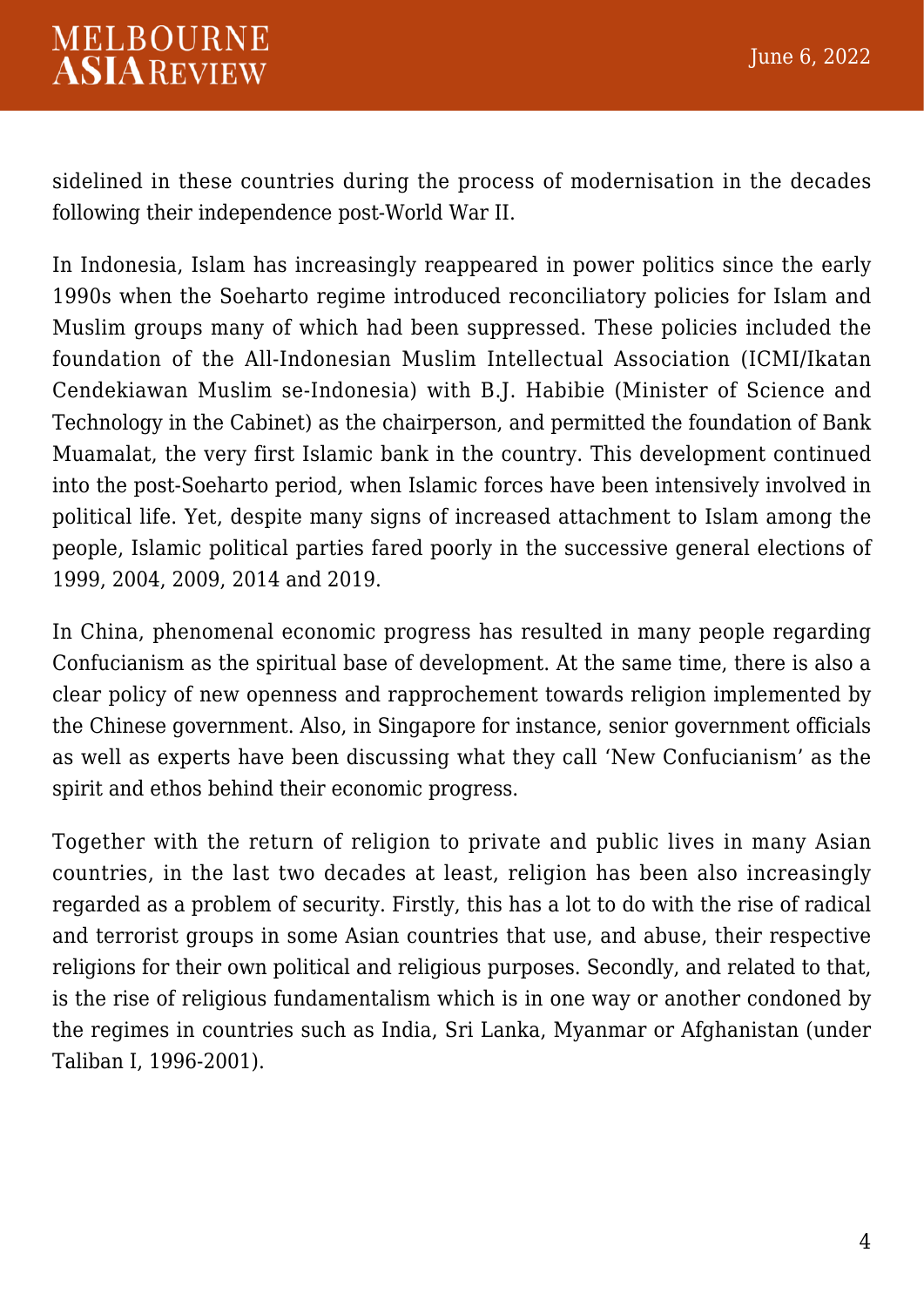sidelined in these countries during the process of modernisation in the decades following their independence post-World War II.

In Indonesia, Islam has increasingly reappeared in power politics since the early 1990s when the Soeharto regime introduced reconciliatory policies for Islam and Muslim groups many of which had been suppressed. These policies included the foundation of the All-Indonesian Muslim Intellectual Association (ICMI/Ikatan Cendekiawan Muslim se-Indonesia) with B.J. Habibie (Minister of Science and Technology in the Cabinet) as the chairperson, and permitted the foundation of Bank Muamalat, the very first Islamic bank in the country. This development continued into the post-Soeharto period, when Islamic forces have been intensively involved in political life. Yet, despite many signs of increased attachment to Islam among the people, Islamic political parties fared poorly in the successive general elections of 1999, 2004, 2009, 2014 and 2019.

In China, phenomenal economic progress has resulted in many people regarding Confucianism as the spiritual base of development. At the same time, there is also a clear policy of new openness and rapprochement towards religion implemented by the Chinese government. Also, in Singapore for instance, senior government officials as well as experts have been discussing what they call 'New Confucianism' as the spirit and ethos behind their economic progress.

Together with the return of religion to private and public lives in many Asian countries, in the last two decades at least, religion has been also increasingly regarded as a problem of security. Firstly, this has a lot to do with the rise of radical and terrorist groups in some Asian countries that use, and abuse, their respective religions for their own political and religious purposes. Secondly, and related to that, is the rise of religious fundamentalism which is in one way or another condoned by the regimes in countries such as India, Sri Lanka, Myanmar or Afghanistan (under Taliban I, 1996-2001).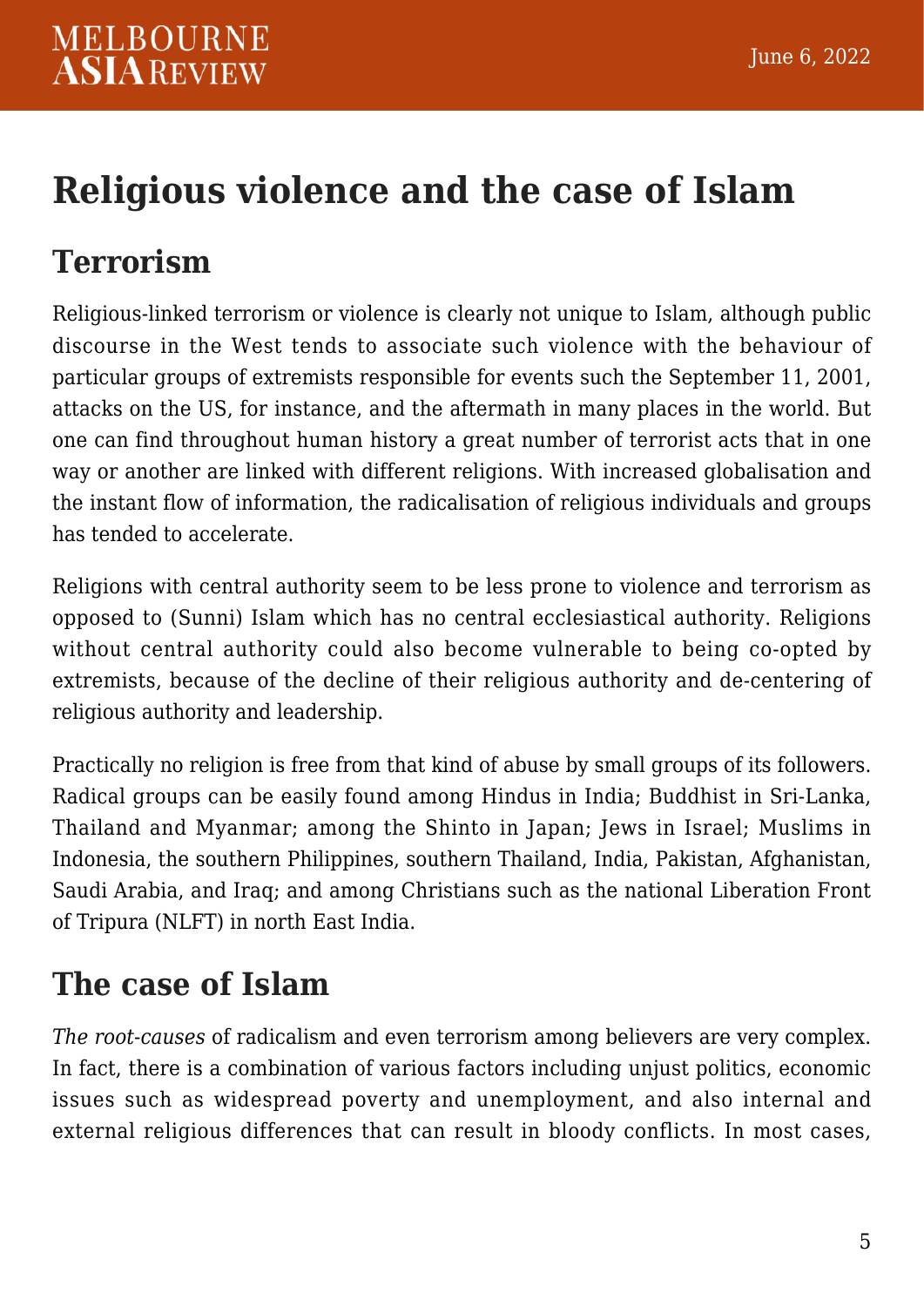# Religious violence and the case of Islam

## Terrorism

Religious-linked terrorism or violence is clearly not unique to Islam, although public discourse in the West tends to associate such violence with the behaviour of particular groups of extremists responsible for events such the September 11, 2001, attacks on the US, for instance, and the aftermath in many places in the world. But one can find throughout human history a great number of terrorist acts that in one way or another are linked with different religions. With increased globalisation and the instant flow of information, the radicalisation of religious individuals and groups has tended to accelerate.

Religions with central authority seem to be less prone to violence and terrorism as opposed to (Sunni) Islam which has no central ecclesiastical authority. Religions without central authority could also become vulnerable to being co-opted by extremists, because of the decline of their religious authority and de-centering of religious authority and leadership.

Practically no religion is free from that kind of abuse by small groups of its followers. Radical groups can be easily found among Hindus in India; Buddhist in Sri-Lanka, Thailand and Myanmar; among the Shinto in Japan; Jews in Israel; Muslims in Indonesia, the southern Philippines, southern Thailand, India, Pakistan, Afghanistan, Saudi Arabia, and Iraq; and among Christians such as the national Liberation Front of Tripura (NLFT) in north East India.

## The case of Islam

*The root-causes* of radicalism and even terrorism among believers are very complex. In fact, there is a combination of various factors including unjust politics, economic issues such as widespread poverty and unemployment, and also internal and external religious differences that can result in bloody conflicts. In most cases,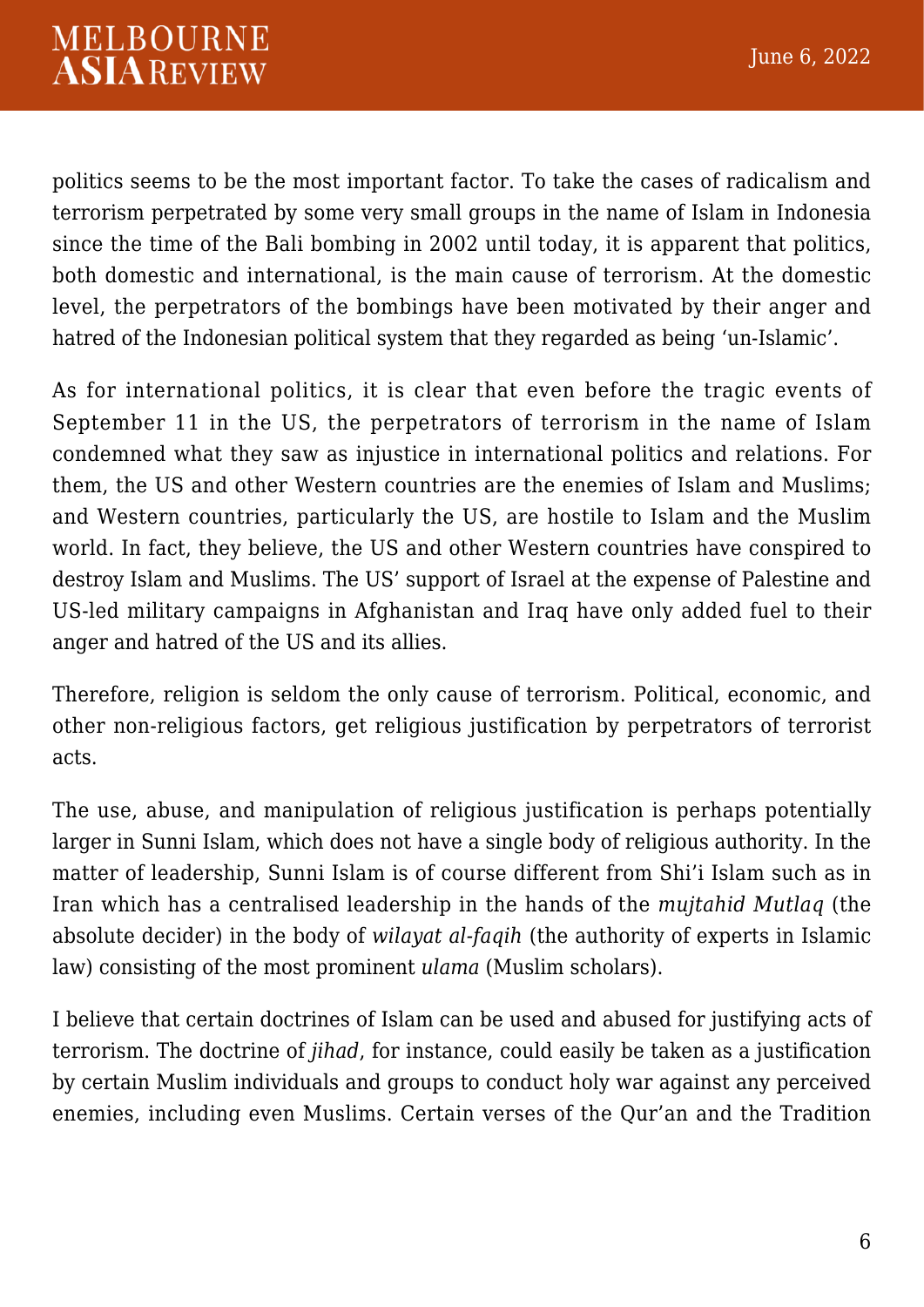politics seems to be the most important factor. To take the cases of radicalism and terrorism perpetrated by some very small groups in the name of Islam in Indonesia since the time of the Bali bombing in 2002 until today, it is apparent that politics, both domestic and international, is the main cause of terrorism. At the domestic level, the perpetrators of the bombings have been motivated by their anger and hatred of the Indonesian political system that they regarded as being 'un-Islamic'.

As for international politics, it is clear that even before the tragic events of September 11 in the US, the perpetrators of terrorism in the name of Islam condemned what they saw as injustice in international politics and relations. For them, the US and other Western countries are the enemies of Islam and Muslims; and Western countries, particularly the US, are hostile to Islam and the Muslim world. In fact, they believe, the US and other Western countries have conspired to destroy Islam and Muslims. The US' support of Israel at the expense of Palestine and US-led military campaigns in Afghanistan and Iraq have only added fuel to their anger and hatred of the US and its allies.

Therefore, religion is seldom the only cause of terrorism. Political, economic, and other non-religious factors, get religious justification by perpetrators of terrorist acts.

The use, abuse, and manipulation of religious justification is perhaps potentially larger in Sunni Islam, which does not have a single body of religious authority. In the matter of leadership, Sunni Islam is of course different from Shi'i Islam such as in Iran which has a centralised leadership in the hands of the *mujtahid Mutlaq* (the absolute decider) in the body of *wilayat al-faqih* (the authority of experts in Islamic law) consisting of the most prominent *ulama* (Muslim scholars).

I believe that certain doctrines of Islam can be used and abused for justifying acts of terrorism. The doctrine of *jihad*, for instance, could easily be taken as a justification by certain Muslim individuals and groups to conduct holy war against any perceived enemies, including even Muslims. Certain verses of the Qur'an and the Tradition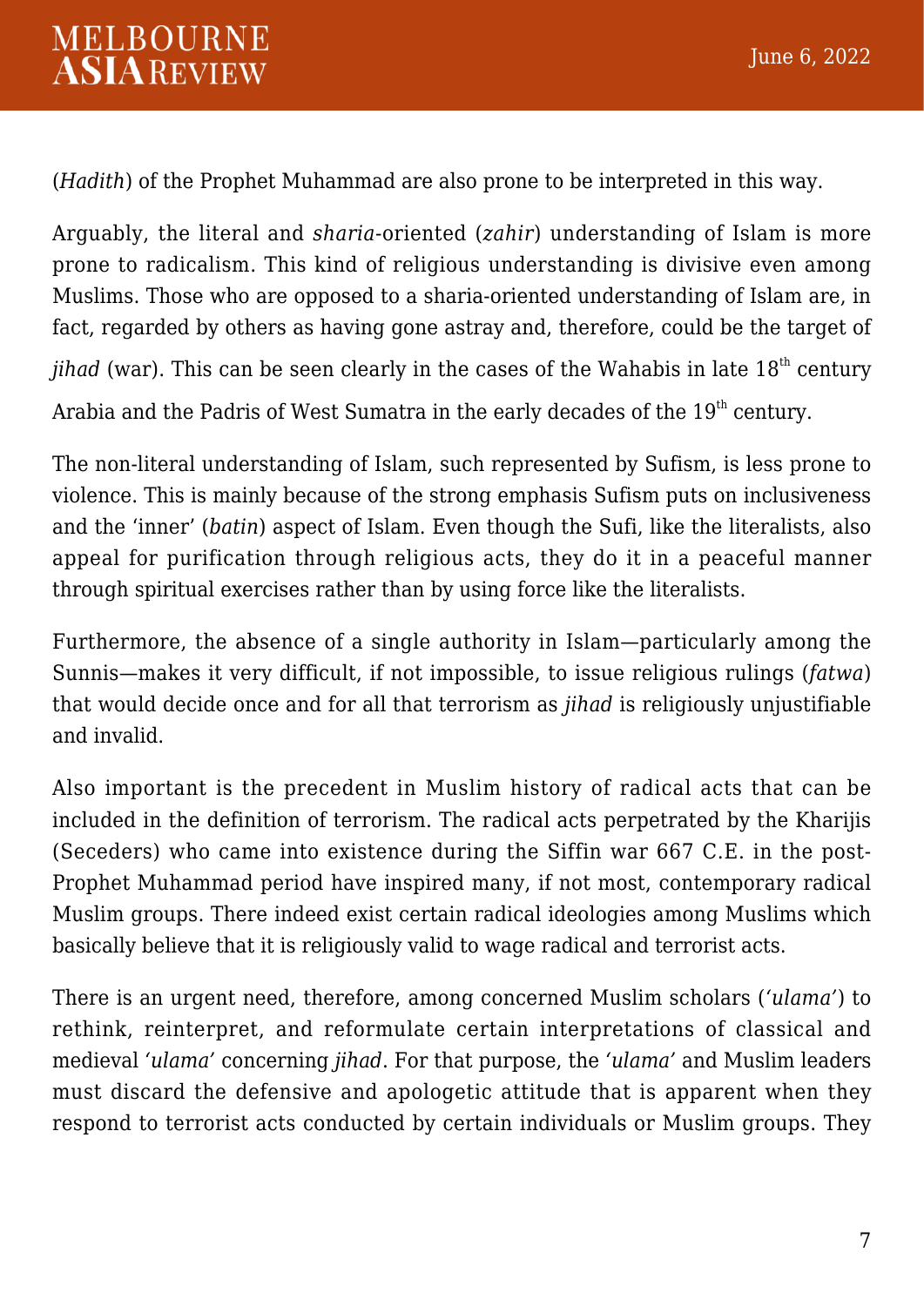(*Hadith*) of the Prophet Muhammad are also prone to be interpreted in this way.

Arguably, the literal and *sharia*-oriented (*zahir*) understanding of Islam is more prone to radicalism. This kind of religious understanding is divisive even among Muslims. Those who are opposed to a sharia-oriented understanding of Islam are, in fact, regarded by others as having gone astray and, therefore, could be the target of *jihad* (war). This can be seen clearly in the cases of the Wahabis in late 18th century Arabia and the Padris of West Sumatra in the early decades of the 19th century.

The non-literal understanding of Islam, such represented by Sufism, is less prone to violence. This is mainly because of the strong emphasis Sufism puts on inclusiveness and the 'inner' (*batin*) aspect of Islam. Even though the Sufi, like the literalists, also appeal for purification through religious acts, they do it in a peaceful manner through spiritual exercises rather than by using force like the literalists.

Furthermore, the absence of a single authority in Islam—particularly among the Sunnis—makes it very difficult, if not impossible, to issue religious rulings (*fatwa*) that would decide once and for all that terrorism as *jihad* is religiously unjustifiable and invalid.

Also important is the precedent in Muslim history of radical acts that can be included in the definition of terrorism. The radical acts perpetrated by the Kharijis (Seceders) who came into existence during the Siffin war 667 C.E. in the post-Prophet Muhammad period have inspired many, if not most, contemporary radical Muslim groups. There indeed exist certain radical ideologies among Muslims which basically believe that it is religiously valid to wage radical and terrorist acts.

There is an urgent need, therefore, among concerned Muslim scholars (*'ulama'*) to rethink, reinterpret, and reformulate certain interpretations of classical and medieval *'ulama'* concerning *jihad*. For that purpose, the *'ulama'* and Muslim leaders must discard the defensive and apologetic attitude that is apparent when they respond to terrorist acts conducted by certain individuals or Muslim groups. They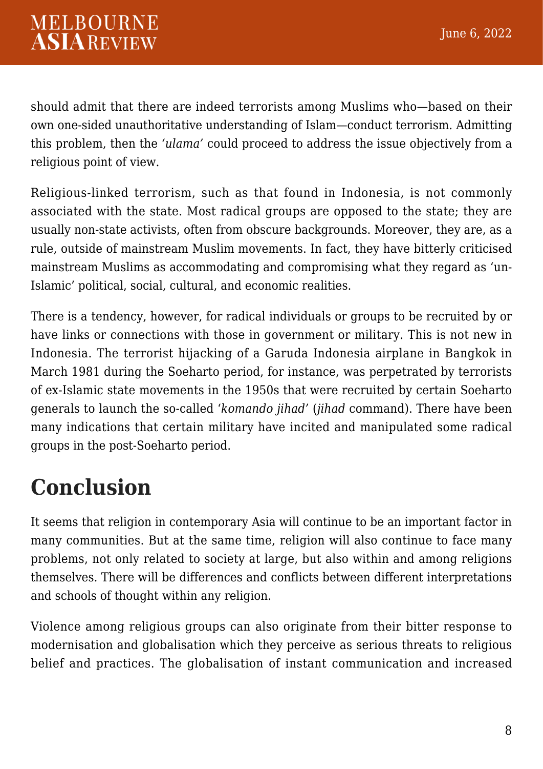should admit that there are indeed terrorists among Muslims who—based on their own one-sided unauthoritative understanding of Islam—conduct terrorism. Admitting this problem, then the *'ulama'* could proceed to address the issue objectively from a religious point of view.

Religious-linked terrorism, such as that found in Indonesia, is not commonly associated with the state. Most radical groups are opposed to the state; they are usually non-state activists, often from obscure backgrounds. Moreover, they are, as a rule, outside of mainstream Muslim movements. In fact, they have bitterly criticised mainstream Muslims as accommodating and compromising what they regard as 'un-Islamic' political, social, cultural, and economic realities.

There is a tendency, however, for radical individuals or groups to be recruited by or have links or connections with those in government or military. This is not new in Indonesia. The terrorist hijacking of a Garuda Indonesia airplane in Bangkok in March 1981 during the Soeharto period, for instance, was perpetrated by terrorists of ex-Islamic state movements in the 1950s that were recruited by certain Soeharto generals to launch the so-called '*komando jihad*' (*jihad* command). There have been many indications that certain military have incited and manipulated some radical groups in the post-Soeharto period.

# Conclusion

It seems that religion in contemporary Asia will continue to be an important factor in many communities. But at the same time, religion will also continue to face many problems, not only related to society at large, but also within and among religions themselves. There will be differences and conflicts between different interpretations and schools of thought within any religion.

Violence among religious groups can also originate from their bitter response to modernisation and globalisation which they perceive as serious threats to religious belief and practices. The globalisation of instant communication and increased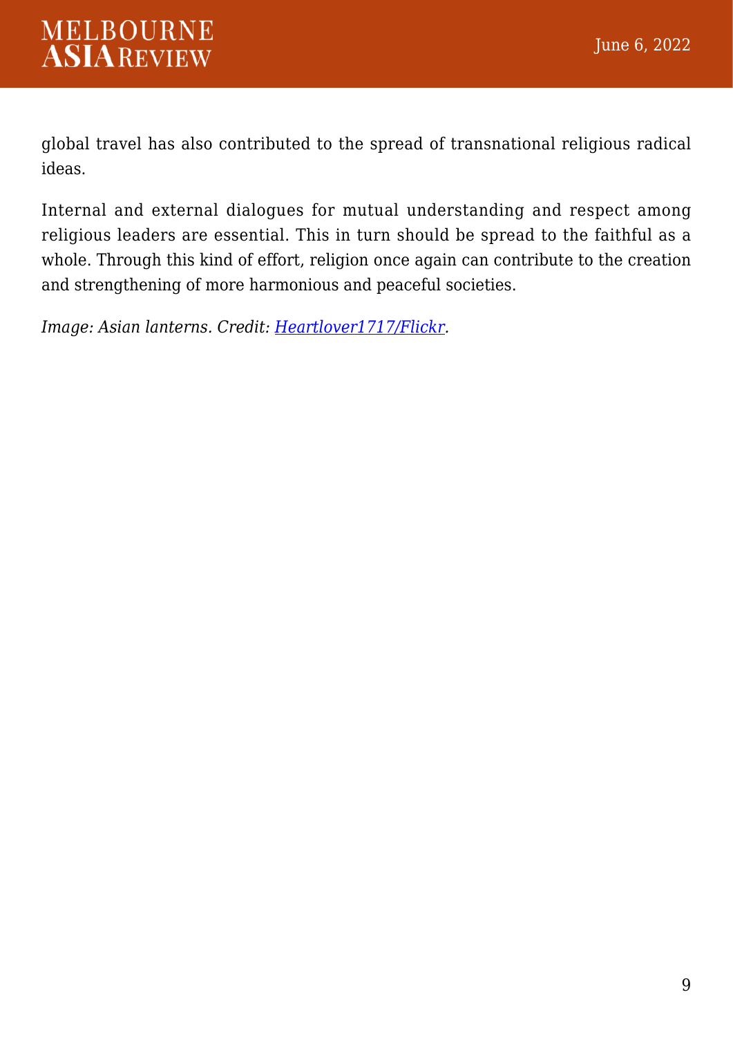global travel has also contributed to the spread of transnational religious radical ideas.

Internal and external dialogues for mutual understanding and respect among religious leaders are essential. This in turn should be spread to the faithful as a whole. Through this kind of effort, religion once again can contribute to the creation and strengthening of more harmonious and peaceful societies.

*Image: Asian lanterns. Credit: [Heartlover1717/Flickr](#).*